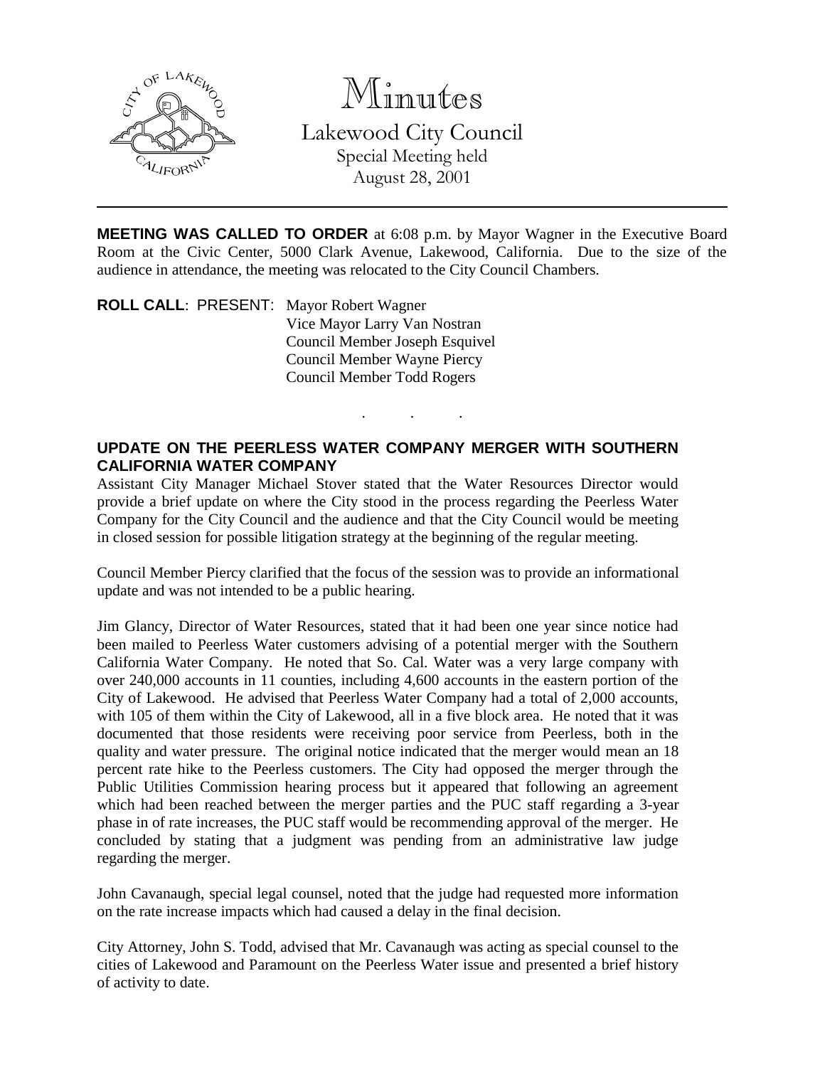# Minutes

Lakewood City Council
Special Meeting held
August 28, 2001

---

**MEETING WAS CALLED TO ORDER** at 6:08 p.m. by Mayor Wagner in the Executive Board Room at the Civic Center, 5000 Clark Avenue, Lakewood, California. Due to the size of the audience in attendance, the meeting was relocated to the City Council Chambers.

**ROLL CALL**: PRESENT: Mayor Robert Wagner
Vice Mayor Larry Van Nostran
Council Member Joseph Esquivel
Council Member Wayne Piercy
Council Member Todd Rogers

. . .

**UPDATE ON THE PEERLESS WATER COMPANY MERGER WITH SOUTHERN CALIFORNIA WATER COMPANY**

Assistant City Manager Michael Stover stated that the Water Resources Director would provide a brief update on where the City stood in the process regarding the Peerless Water Company for the City Council and the audience and that the City Council would be meeting in closed session for possible litigation strategy at the beginning of the regular meeting.

Council Member Piercy clarified that the focus of the session was to provide an informational update and was not intended to be a public hearing.

Jim Glancy, Director of Water Resources, stated that it had been one year since notice had been mailed to Peerless Water customers advising of a potential merger with the Southern California Water Company. He noted that So. Cal. Water was a very large company with over 240,000 accounts in 11 counties, including 4,600 accounts in the eastern portion of the City of Lakewood. He advised that Peerless Water Company had a total of 2,000 accounts, with 105 of them within the City of Lakewood, all in a five block area. He noted that it was documented that those residents were receiving poor service from Peerless, both in the quality and water pressure. The original notice indicated that the merger would mean an 18 percent rate hike to the Peerless customers. The City had opposed the merger through the Public Utilities Commission hearing process but it appeared that following an agreement which had been reached between the merger parties and the PUC staff regarding a 3-year phase in of rate increases, the PUC staff would be recommending approval of the merger. He concluded by stating that a judgment was pending from an administrative law judge regarding the merger.

John Cavanaugh, special legal counsel, noted that the judge had requested more information on the rate increase impacts which had caused a delay in the final decision.

City Attorney, John S. Todd, advised that Mr. Cavanaugh was acting as special counsel to the cities of Lakewood and Paramount on the Peerless Water issue and presented a brief history of activity to date.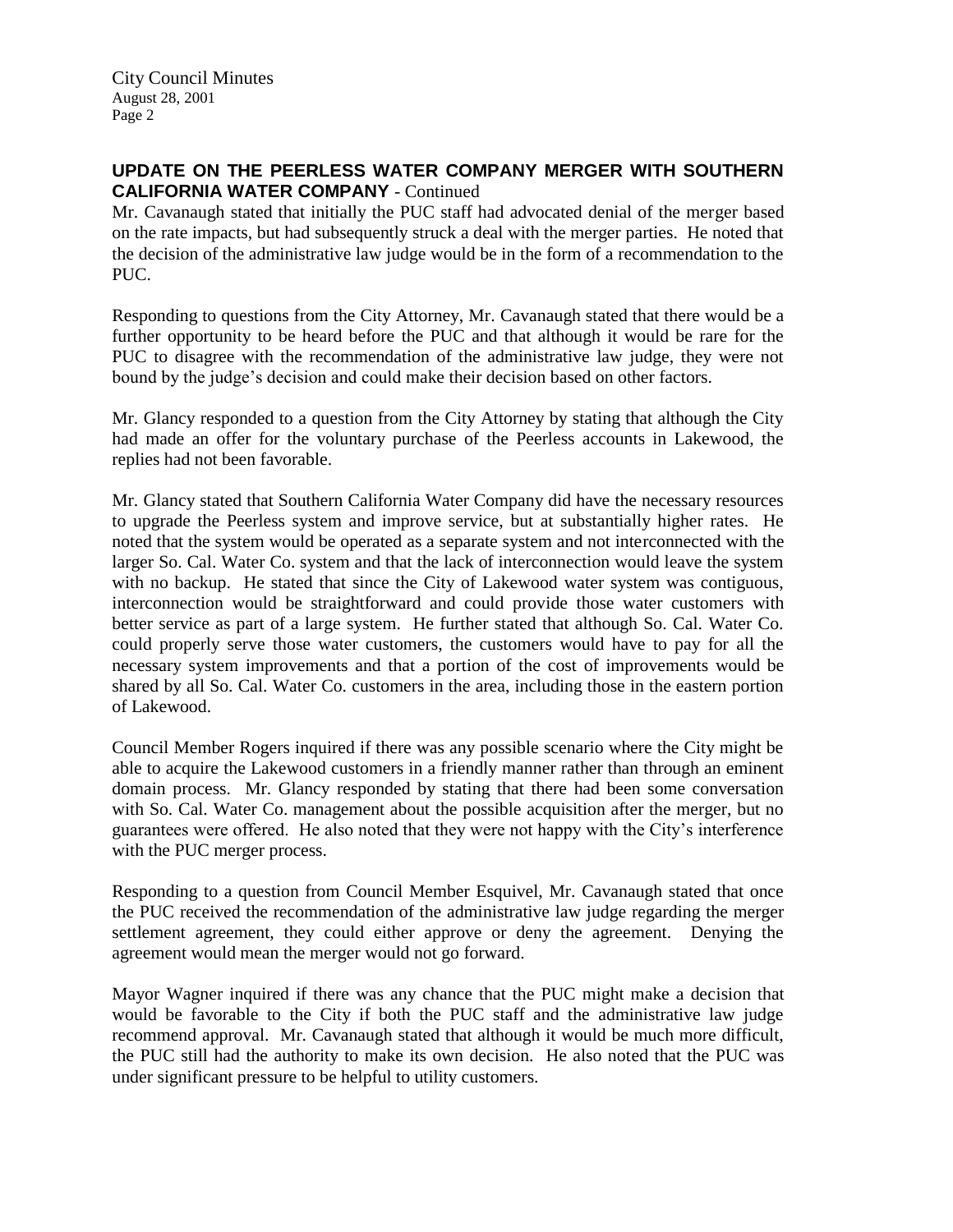## UPDATE ON THE PEERLESS WATER COMPANY MERGER WITH SOUTHERN CALIFORNIA WATER COMPANY - Continued

Mr. Cavanaugh stated that initially the PUC staff had advocated denial of the merger based on the rate impacts, but had subsequently struck a deal with the merger parties. He noted that the decision of the administrative law judge would be in the form of a recommendation to the PUC.

Responding to questions from the City Attorney, Mr. Cavanaugh stated that there would be a further opportunity to be heard before the PUC and that although it would be rare for the PUC to disagree with the recommendation of the administrative law judge, they were not bound by the judge's decision and could make their decision based on other factors.

Mr. Glancy responded to a question from the City Attorney by stating that although the City had made an offer for the voluntary purchase of the Peerless accounts in Lakewood, the replies had not been favorable.

Mr. Glancy stated that Southern California Water Company did have the necessary resources to upgrade the Peerless system and improve service, but at substantially higher rates. He noted that the system would be operated as a separate system and not interconnected with the larger So. Cal. Water Co. system and that the lack of interconnection would leave the system with no backup. He stated that since the City of Lakewood water system was contiguous, interconnection would be straightforward and could provide those water customers with better service as part of a large system. He further stated that although So. Cal. Water Co. could properly serve those water customers, the customers would have to pay for all the necessary system improvements and that a portion of the cost of improvements would be shared by all So. Cal. Water Co. customers in the area, including those in the eastern portion of Lakewood.

Council Member Rogers inquired if there was any possible scenario where the City might be able to acquire the Lakewood customers in a friendly manner rather than through an eminent domain process. Mr. Glancy responded by stating that there had been some conversation with So. Cal. Water Co. management about the possible acquisition after the merger, but no guarantees were offered. He also noted that they were not happy with the City's interference with the PUC merger process.

Responding to a question from Council Member Esquivel, Mr. Cavanaugh stated that once the PUC received the recommendation of the administrative law judge regarding the merger settlement agreement, they could either approve or deny the agreement. Denying the agreement would mean the merger would not go forward.

Mayor Wagner inquired if there was any chance that the PUC might make a decision that would be favorable to the City if both the PUC staff and the administrative law judge recommend approval. Mr. Cavanaugh stated that although it would be much more difficult, the PUC still had the authority to make its own decision. He also noted that the PUC was under significant pressure to be helpful to utility customers.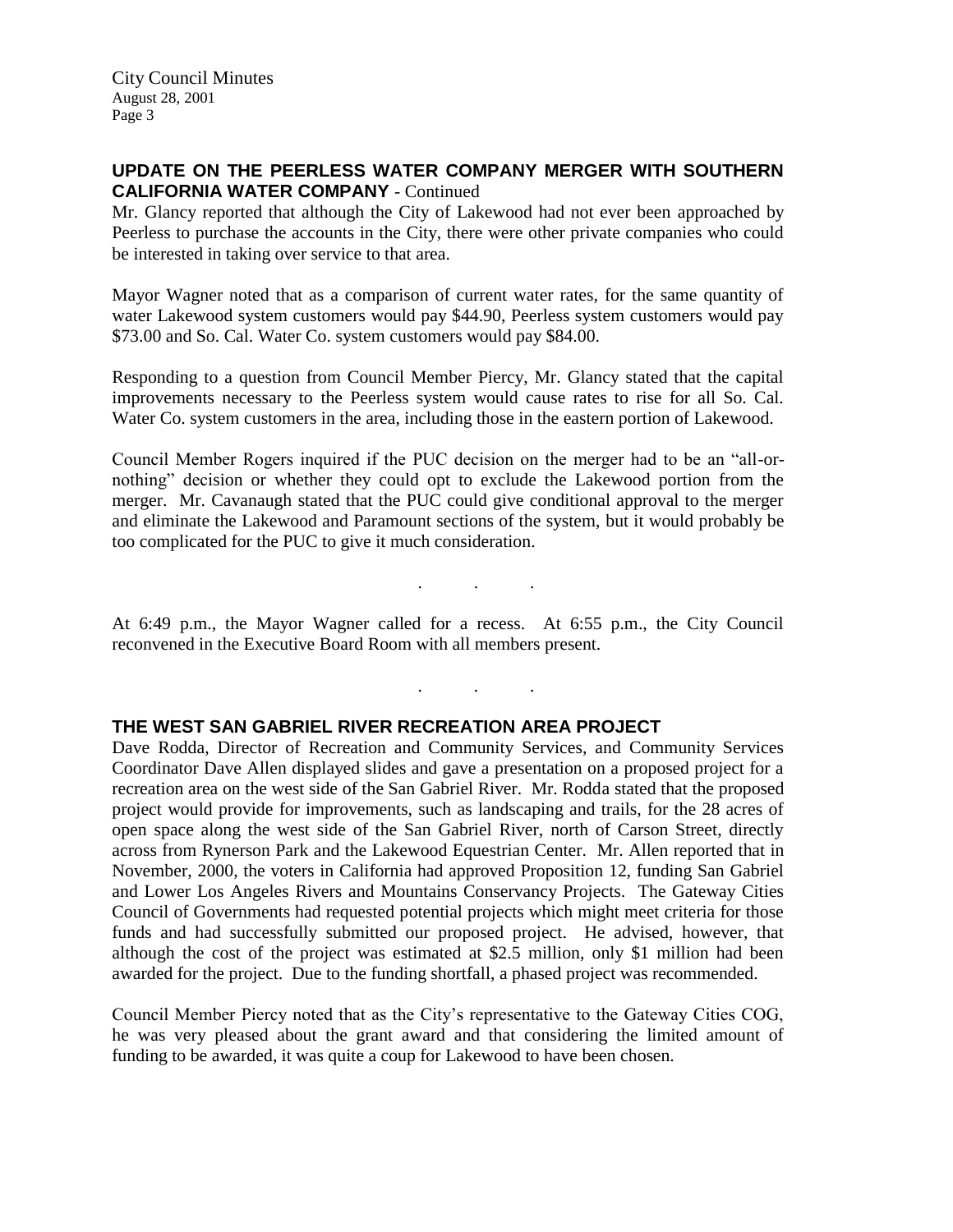## UPDATE ON THE PEERLESS WATER COMPANY MERGER WITH SOUTHERN CALIFORNIA WATER COMPANY - Continued

Mr. Glancy reported that although the City of Lakewood had not ever been approached by Peerless to purchase the accounts in the City, there were other private companies who could be interested in taking over service to that area.

Mayor Wagner noted that as a comparison of current water rates, for the same quantity of water Lakewood system customers would pay $44.90, Peerless system customers would pay $73.00 and So. Cal. Water Co. system customers would pay $84.00.

Responding to a question from Council Member Piercy, Mr. Glancy stated that the capital improvements necessary to the Peerless system would cause rates to rise for all So. Cal. Water Co. system customers in the area, including those in the eastern portion of Lakewood.

Council Member Rogers inquired if the PUC decision on the merger had to be an "all-or-nothing" decision or whether they could opt to exclude the Lakewood portion from the merger. Mr. Cavanaugh stated that the PUC could give conditional approval to the merger and eliminate the Lakewood and Paramount sections of the system, but it would probably be too complicated for the PUC to give it much consideration.

. . .

At 6:49 p.m., the Mayor Wagner called for a recess. At 6:55 p.m., the City Council reconvened in the Executive Board Room with all members present.

. . .

## THE WEST SAN GABRIEL RIVER RECREATION AREA PROJECT

Dave Rodda, Director of Recreation and Community Services, and Community Services Coordinator Dave Allen displayed slides and gave a presentation on a proposed project for a recreation area on the west side of the San Gabriel River. Mr. Rodda stated that the proposed project would provide for improvements, such as landscaping and trails, for the 28 acres of open space along the west side of the San Gabriel River, north of Carson Street, directly across from Rynerson Park and the Lakewood Equestrian Center. Mr. Allen reported that in November, 2000, the voters in California had approved Proposition 12, funding San Gabriel and Lower Los Angeles Rivers and Mountains Conservancy Projects. The Gateway Cities Council of Governments had requested potential projects which might meet criteria for those funds and had successfully submitted our proposed project. He advised, however, that although the cost of the project was estimated at $2.5 million, only $1 million had been awarded for the project. Due to the funding shortfall, a phased project was recommended.

Council Member Piercy noted that as the City's representative to the Gateway Cities COG, he was very pleased about the grant award and that considering the limited amount of funding to be awarded, it was quite a coup for Lakewood to have been chosen.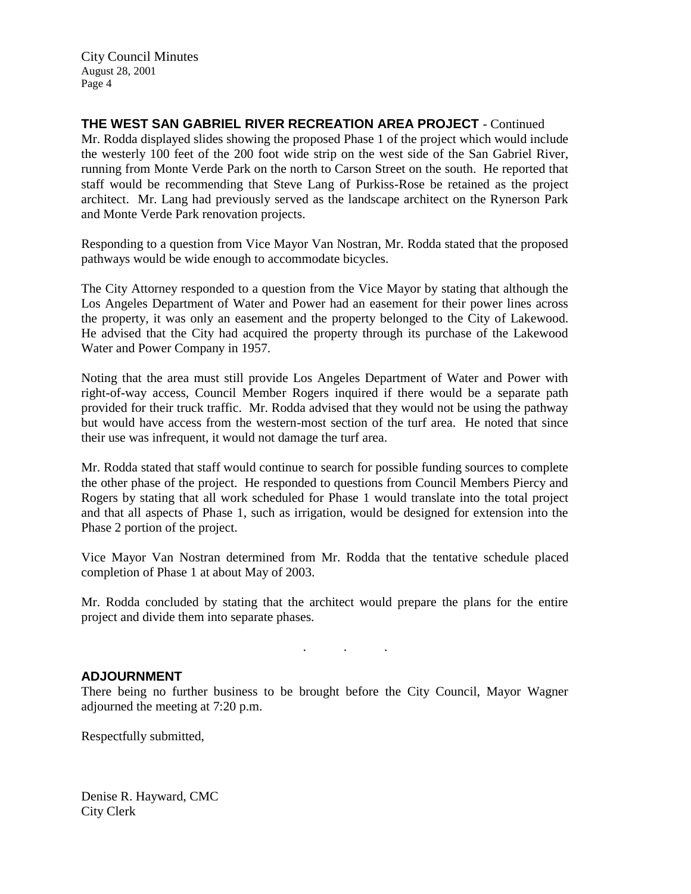**THE WEST SAN GABRIEL RIVER RECREATION AREA PROJECT** - Continued

Mr. Rodda displayed slides showing the proposed Phase 1 of the project which would include the westerly 100 feet of the 200 foot wide strip on the west side of the San Gabriel River, running from Monte Verde Park on the north to Carson Street on the south. He reported that staff would be recommending that Steve Lang of Purkiss-Rose be retained as the project architect. Mr. Lang had previously served as the landscape architect on the Rynerson Park and Monte Verde Park renovation projects.

Responding to a question from Vice Mayor Van Nostran, Mr. Rodda stated that the proposed pathways would be wide enough to accommodate bicycles.

The City Attorney responded to a question from the Vice Mayor by stating that although the Los Angeles Department of Water and Power had an easement for their power lines across the property, it was only an easement and the property belonged to the City of Lakewood. He advised that the City had acquired the property through its purchase of the Lakewood Water and Power Company in 1957.

Noting that the area must still provide Los Angeles Department of Water and Power with right-of-way access, Council Member Rogers inquired if there would be a separate path provided for their truck traffic. Mr. Rodda advised that they would not be using the pathway but would have access from the western-most section of the turf area. He noted that since their use was infrequent, it would not damage the turf area.

Mr. Rodda stated that staff would continue to search for possible funding sources to complete the other phase of the project. He responded to questions from Council Members Piercy and Rogers by stating that all work scheduled for Phase 1 would translate into the total project and that all aspects of Phase 1, such as irrigation, would be designed for extension into the Phase 2 portion of the project.

Vice Mayor Van Nostran determined from Mr. Rodda that the tentative schedule placed completion of Phase 1 at about May of 2003.

Mr. Rodda concluded by stating that the architect would prepare the plans for the entire project and divide them into separate phases.

. . .

**ADJOURNMENT**

There being no further business to be brought before the City Council, Mayor Wagner adjourned the meeting at 7:20 p.m.

Respectfully submitted,

Denise R. Hayward, CMC
City Clerk